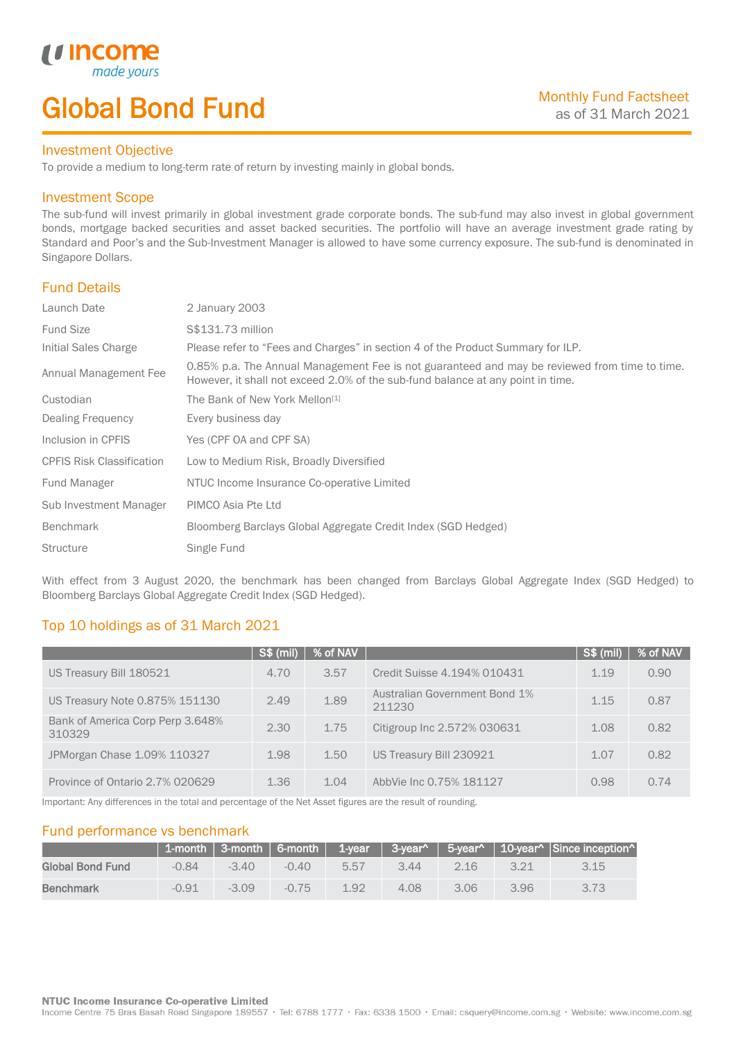income
*made yours*

# Global Bond Fund

Monthly Fund Factsheet
as of 31 March 2021

## Investment Objective

To provide a medium to long-term rate of return by investing mainly in global bonds.

## Investment Scope

The sub-fund will invest primarily in global investment grade corporate bonds. The sub-fund may also invest in global government bonds, mortgage backed securities and asset backed securities. The portfolio will have an average investment grade rating by Standard and Poor's and the Sub-Investment Manager is allowed to have some currency exposure. The sub-fund is denominated in Singapore Dollars.

## Fund Details

| | |
|---|---|
| Launch Date | 2 January 2003 |
| Fund Size | S$131.73 million |
| Initial Sales Charge | Please refer to "Fees and Charges" in section 4 of the Product Summary for ILP. |
| Annual Management Fee | 0.85% p.a. The Annual Management Fee is not guaranteed and may be reviewed from time to time. However, it shall not exceed 2.0% of the sub-fund balance at any point in time. |
| Custodian | The Bank of New York Mellon[1] |
| Dealing Frequency | Every business day |
| Inclusion in CPFIS | Yes (CPF OA and CPF SA) |
| CPFIS Risk Classification | Low to Medium Risk, Broadly Diversified |
| Fund Manager | NTUC Income Insurance Co-operative Limited |
| Sub Investment Manager | PIMCO Asia Pte Ltd |
| Benchmark | Bloomberg Barclays Global Aggregate Credit Index (SGD Hedged) |
| Structure | Single Fund |

With effect from 3 August 2020, the benchmark has been changed from Barclays Global Aggregate Index (SGD Hedged) to Bloomberg Barclays Global Aggregate Credit Index (SGD Hedged).

## Top 10 holdings as of 31 March 2021

| | S$ (mil) | % of NAV | | S$ (mil) | % of NAV |
|---|---|---|---|---|---|
| US Treasury Bill 180521 | 4.70 | 3.57 | Credit Suisse 4.194% 010431 | 1.19 | 0.90 |
| US Treasury Note 0.875% 151130 | 2.49 | 1.89 | Australian Government Bond 1% 211230 | 1.15 | 0.87 |
| Bank of America Corp Perp 3.648% 310329 | 2.30 | 1.75 | Citigroup Inc 2.572% 030631 | 1.08 | 0.82 |
| JPMorgan Chase 1.09% 110327 | 1.98 | 1.50 | US Treasury Bill 230921 | 1.07 | 0.82 |
| Province of Ontario 2.7% 020629 | 1.36 | 1.04 | AbbVie Inc 0.75% 181127 | 0.98 | 0.74 |

Important: Any differences in the total and percentage of the Net Asset figures are the result of rounding.

## Fund performance vs benchmark

| | 1-month | 3-month | 6-month | 1-year | 3-year^ | 5-year^ | 10-year^ | Since inception^ |
|---|---|---|---|---|---|---|---|---|
| **Global Bond Fund** | -0.84 | -3.40 | -0.40 | 5.57 | 3.44 | 2.16 | 3.21 | 3.15 |
| **Benchmark** | -0.91 | -3.09 | -0.75 | 1.92 | 4.08 | 3.06 | 3.96 | 3.73 |

**NTUC Income Insurance Co-operative Limited**
Income Centre 75 Bras Basah Road Singapore 189557 • Tel: 6788 1777 • Fax: 6338 1500 • Email: csquery@income.com.sg • Website: www.income.com.sg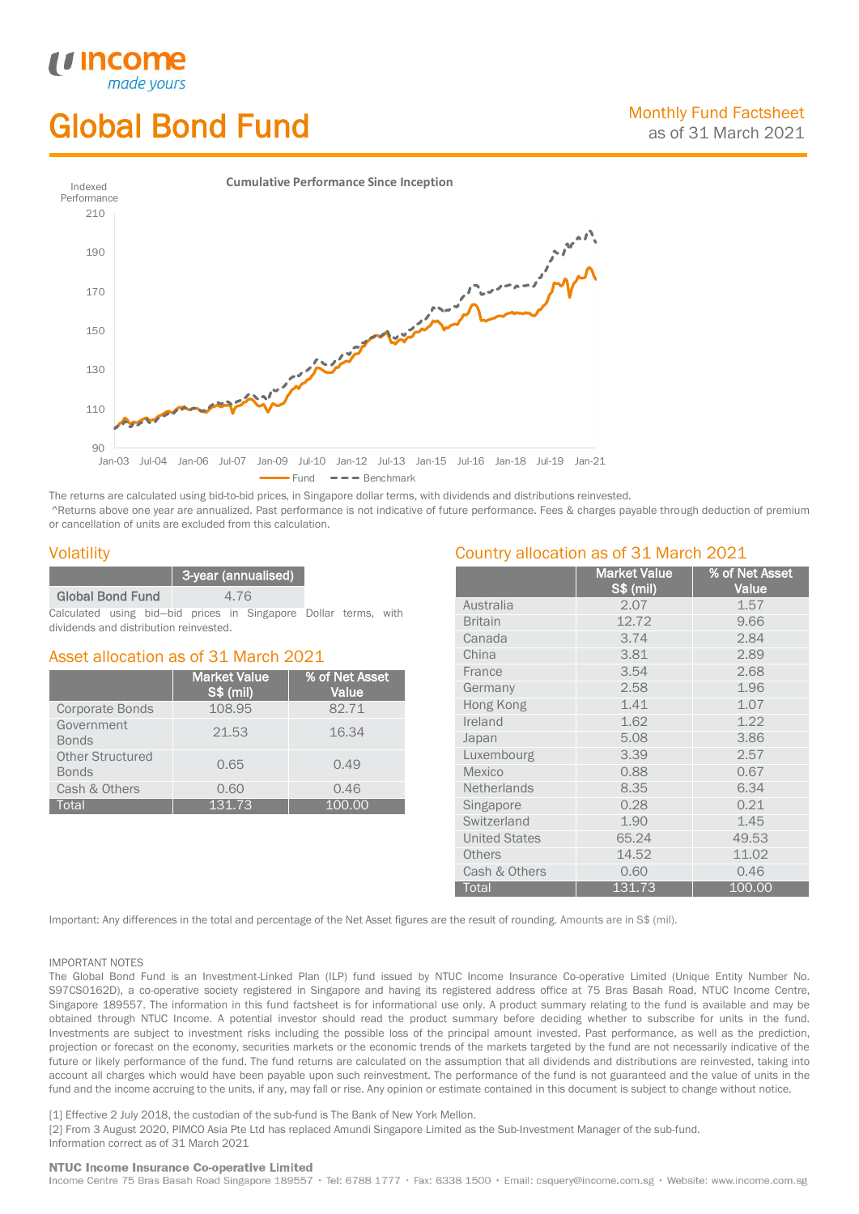# Global Bond Fund

Monthly Fund Factsheet
as of 31 March 2021

Cumulative Performance Since Inception

Indexed Performance

210
190
170
150
130
110
90

Jan-03 Jul-04 Jan-06 Jul-07 Jan-09 Jul-10 Jan-12 Jul-13 Jan-15 Jul-16 Jan-18 Jul-19 Jan-21

Fund Benchmark

The returns are calculated using bid-to-bid prices, in Singapore dollar terms, with dividends and distributions reinvested.
^Returns above one year are annualized. Past performance is not indicative of future performance. Fees & charges payable through deduction of premium or cancellation of units are excluded from this calculation.

## Volatility

| | 3-year (annualised) |
|---|---|
| Global Bond Fund | 4.76 |

Calculated using bid–bid prices in Singapore Dollar terms, with dividends and distribution reinvested.

## Asset allocation as of 31 March 2021

| | Market Value S$ (mil) | % of Net Asset Value |
|---|---|---|
| Corporate Bonds | 108.95 | 82.71 |
| Government Bonds | 21.53 | 16.34 |
| Other Structured Bonds | 0.65 | 0.49 |
| Cash & Others | 0.60 | 0.46 |
| Total | 131.73 | 100.00 |

## Country allocation as of 31 March 2021

| | Market Value S$ (mil) | % of Net Asset Value |
|---|---|---|
| Australia | 2.07 | 1.57 |
| Britain | 12.72 | 9.66 |
| Canada | 3.74 | 2.84 |
| China | 3.81 | 2.89 |
| France | 3.54 | 2.68 |
| Germany | 2.58 | 1.96 |
| Hong Kong | 1.41 | 1.07 |
| Ireland | 1.62 | 1.22 |
| Japan | 5.08 | 3.86 |
| Luxembourg | 3.39 | 2.57 |
| Mexico | 0.88 | 0.67 |
| Netherlands | 8.35 | 6.34 |
| Singapore | 0.28 | 0.21 |
| Switzerland | 1.90 | 1.45 |
| United States | 65.24 | 49.53 |
| Others | 14.52 | 11.02 |
| Cash & Others | 0.60 | 0.46 |
| Total | 131.73 | 100.00 |

Important: Any differences in the total and percentage of the Net Asset figures are the result of rounding. Amounts are in S$ (mil).

IMPORTANT NOTES

The Global Bond Fund is an Investment-Linked Plan (ILP) fund issued by NTUC Income Insurance Co-operative Limited (Unique Entity Number No. S97CS0162D), a co-operative society registered in Singapore and having its registered address office at 75 Bras Basah Road, NTUC Income Centre, Singapore 189557. The information in this fund factsheet is for informational use only. A product summary relating to the fund is available and may be obtained through NTUC Income. A potential investor should read the product summary before deciding whether to subscribe for units in the fund. Investments are subject to investment risks including the possible loss of the principal amount invested. Past performance, as well as the prediction, projection or forecast on the economy, securities markets or the economic trends of the markets targeted by the fund are not necessarily indicative of the future or likely performance of the fund. The fund returns are calculated on the assumption that all dividends and distributions are reinvested, taking into account all charges which would have been payable upon such reinvestment. The performance of the fund is not guaranteed and the value of units in the fund and the income accruing to the units, if any, may fall or rise. Any opinion or estimate contained in this document is subject to change without notice.

[1] Effective 2 July 2018, the custodian of the sub-fund is The Bank of New York Mellon.
[2] From 3 August 2020, PIMCO Asia Pte Ltd has replaced Amundi Singapore Limited as the Sub-Investment Manager of the sub-fund.
Information correct as of 31 March 2021

**NTUC Income Insurance Co-operative Limited**
Income Centre 75 Bras Basah Road Singapore 189557 • Tel: 6788 1777 • Fax: 6338 1500 • Email: csquery@income.com.sg • Website: www.income.com.sg